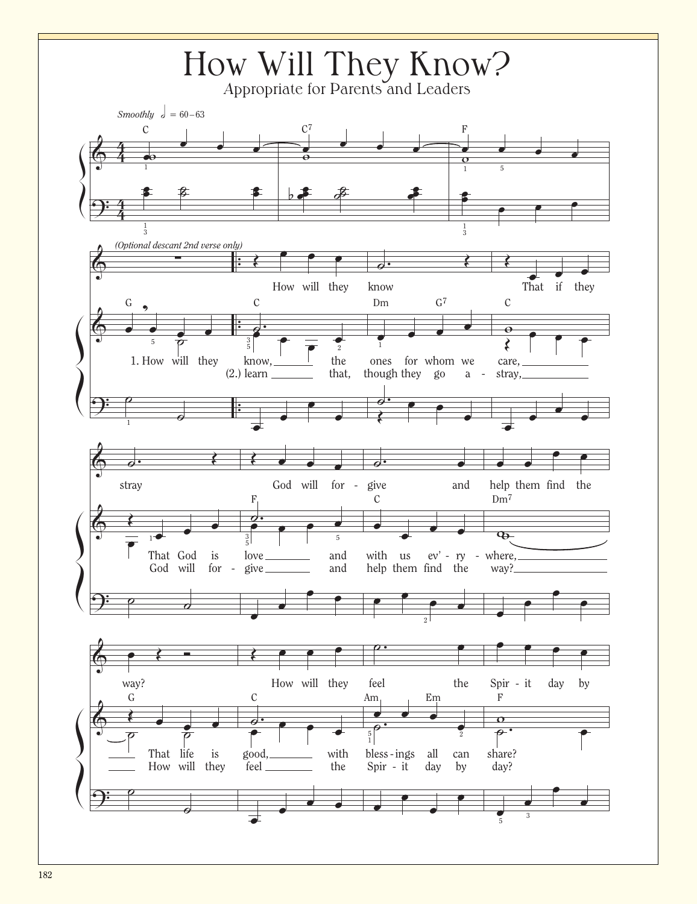# How Will They Know?

Appropriate for Parents and Leaders

*Smoothly* ♩ = 60–63

*(Optional descant 2nd verse only)*

How will they know That if they stray God will for - give and help them find the way? How will they feel the Spir - it day by

1. How will they know, the ones for whom we care, That God is love and with us ev' - ry - where, That life is good, with bless - ings all can share?

(2.) learn that, though they go a - stray, God will for - give and help them find the way? How will they feel the Spir - it day by day?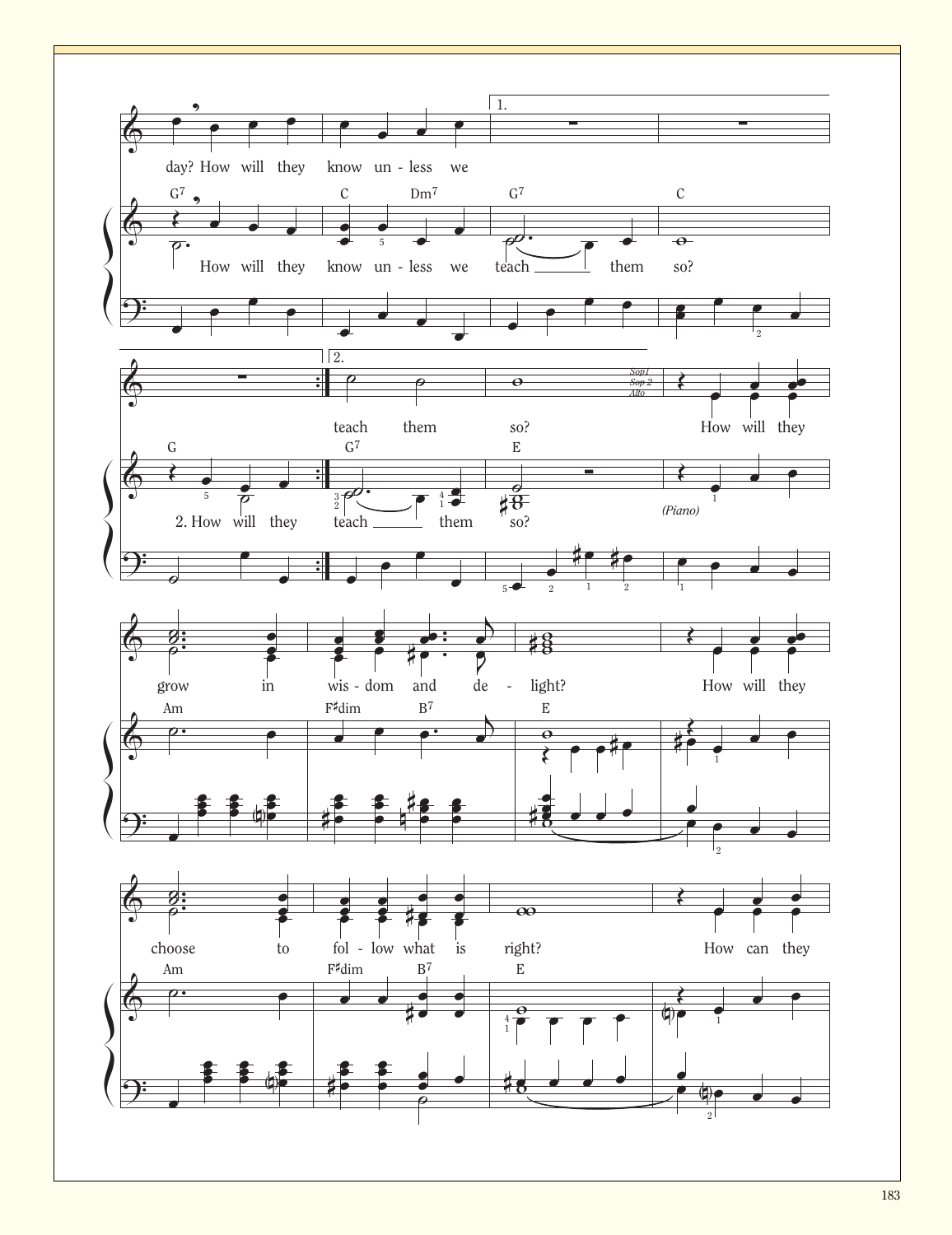day? How will they know un - less we

How will they know un - less we teach them so?

1. 2.

teach them so?

2. How will they teach them so?

*Sop1 Sop 2 Alto*

How will they

*(Piano)*

grow in wis - dom and de - light? How will they

choose to fol - low what is right? How can they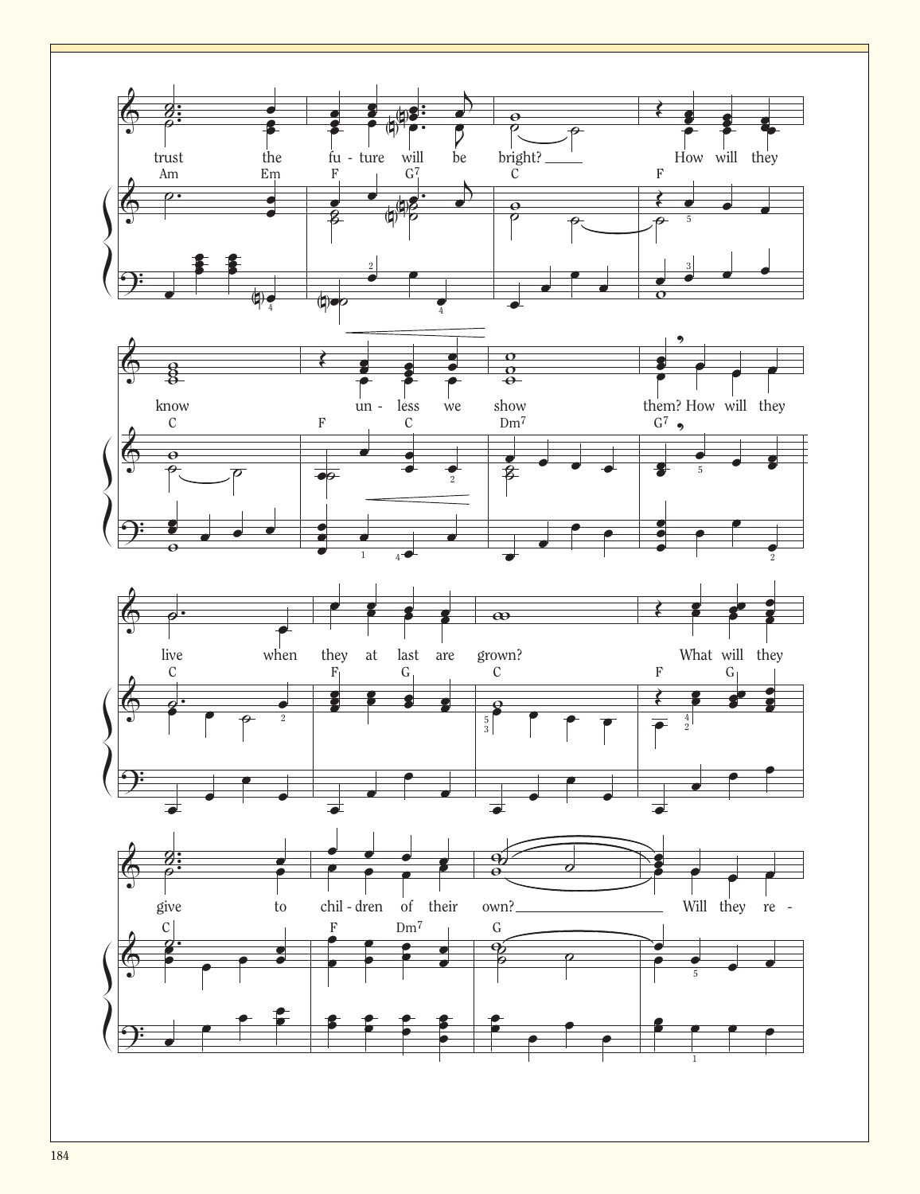trust the fu - ture will be bright? How will they

know un - less we show them? How will they

live when they at last are grown? What will they

give to chil - dren of their own? Will they re -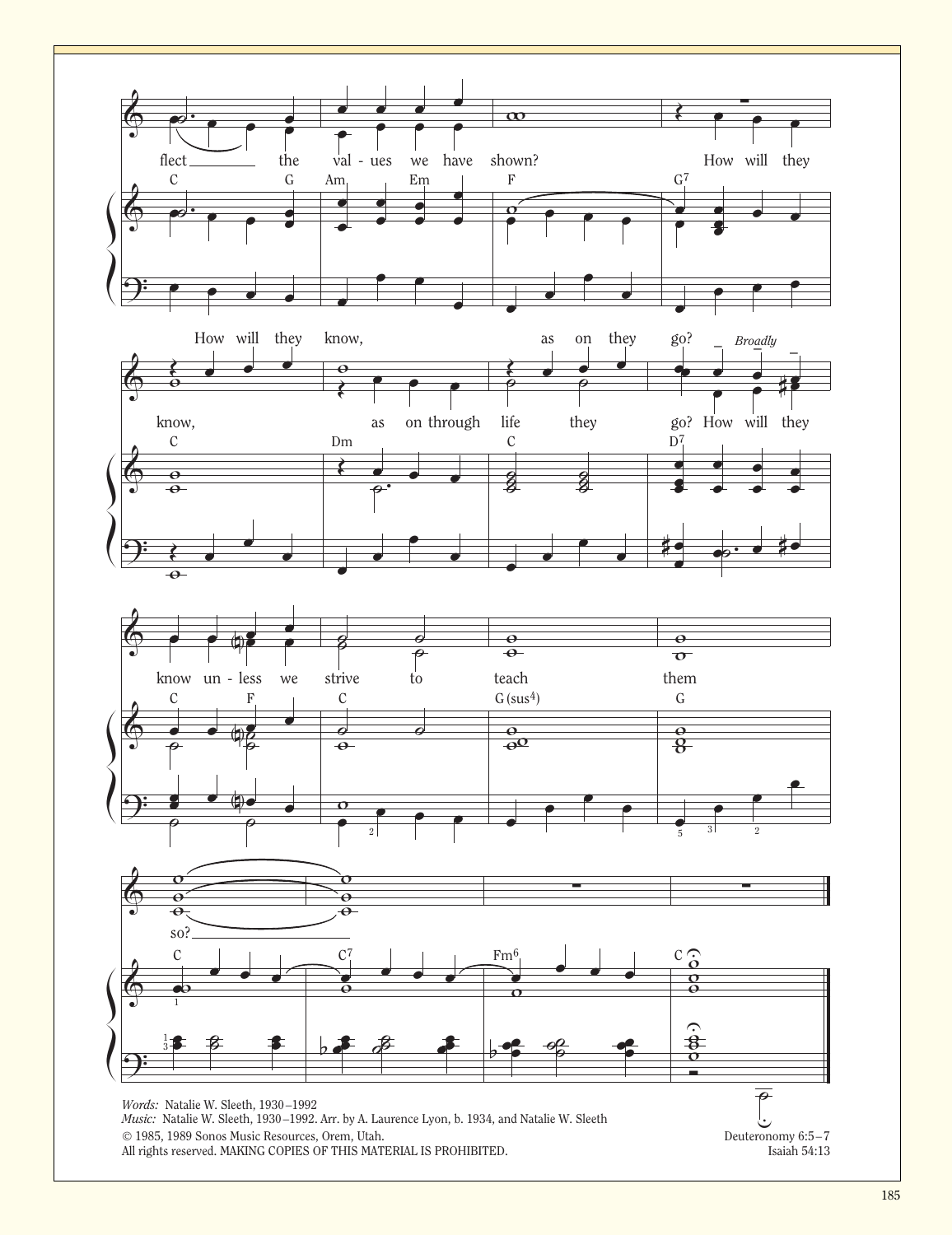Words: Natalie W. Sleeth, 1930–1992
Music: Natalie W. Sleeth, 1930–1992. Arr. by A. Laurence Lyon, b. 1934, and Natalie W. Sleeth
© 1985, 1989 Sonos Music Resources, Orem, Utah.
All rights reserved. MAKING COPIES OF THIS MATERIAL IS PROHIBITED.

Deuteronomy 6:5–7
Isaiah 54:13